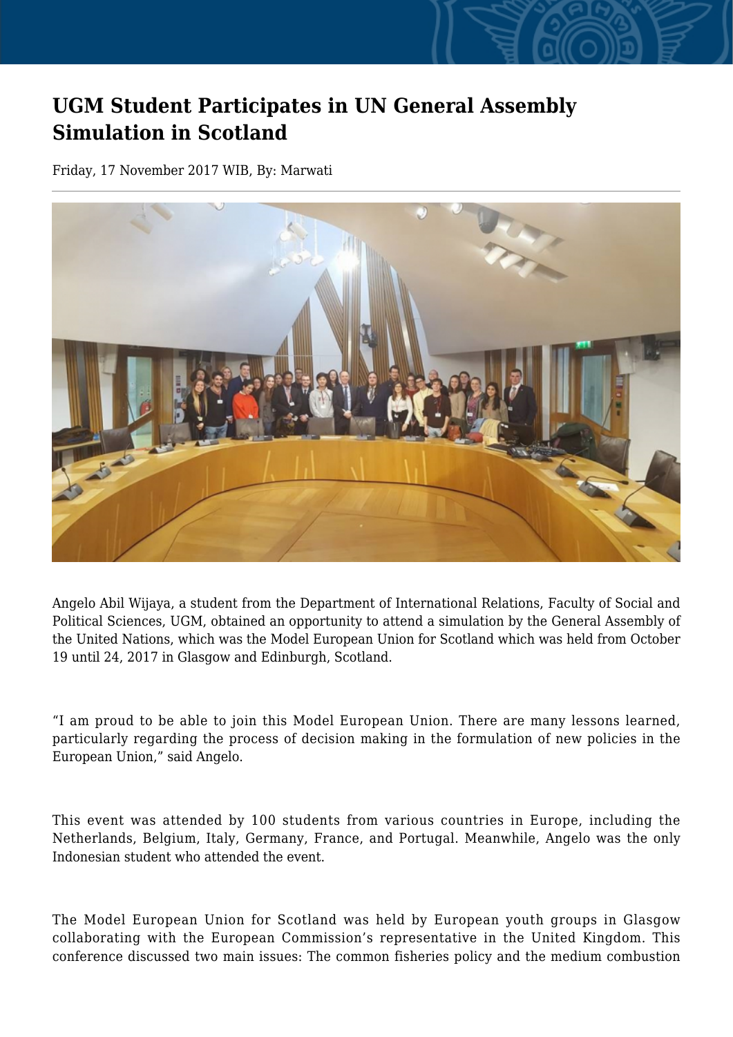# UGM Student Participates in UN General Assembly Simulation in Scotland

Friday, 17 November 2017 WIB, By: Marwati

Angelo Abil Wijaya, a student from the Department of International Relations, Faculty of Social and Political Sciences, UGM, obtained an opportunity to attend a simulation by the General Assembly of the United Nations, which was the Model European Union for Scotland which was held from October 19 until 24, 2017 in Glasgow and Edinburgh, Scotland.

"I am proud to be able to join this Model European Union. There are many lessons learned, particularly regarding the process of decision making in the formulation of new policies in the European Union," said Angelo.

This event was attended by 100 students from various countries in Europe, including the Netherlands, Belgium, Italy, Germany, France, and Portugal. Meanwhile, Angelo was the only Indonesian student who attended the event.

The Model European Union for Scotland was held by European youth groups in Glasgow collaborating with the European Commission's representative in the United Kingdom. This conference discussed two main issues: The common fisheries policy and the medium combustion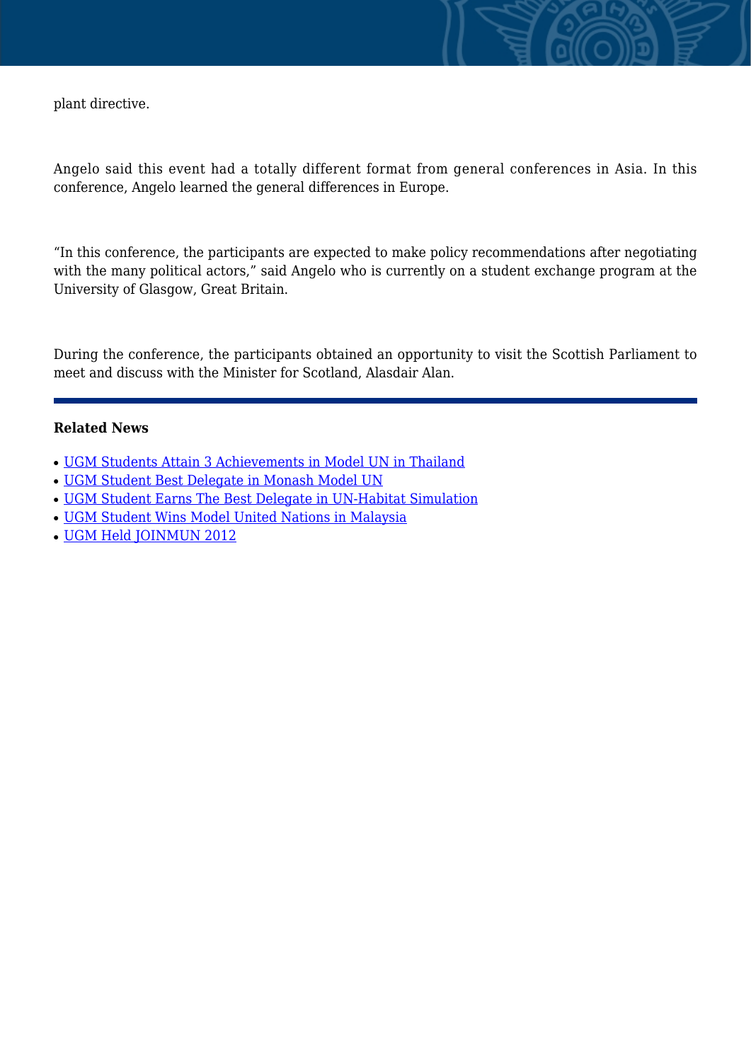plant directive.

Angelo said this event had a totally different format from general conferences in Asia. In this conference, Angelo learned the general differences in Europe.

“In this conference, the participants are expected to make policy recommendations after negotiating with the many political actors,” said Angelo who is currently on a student exchange program at the University of Glasgow, Great Britain.

During the conference, the participants obtained an opportunity to visit the Scottish Parliament to meet and discuss with the Minister for Scotland, Alasdair Alan.

---

**Related News**

- UGM Students Attain 3 Achievements in Model UN in Thailand
- UGM Student Best Delegate in Monash Model UN
- UGM Student Earns The Best Delegate in UN-Habitat Simulation
- UGM Student Wins Model United Nations in Malaysia
- UGM Held JOINMUN 2012